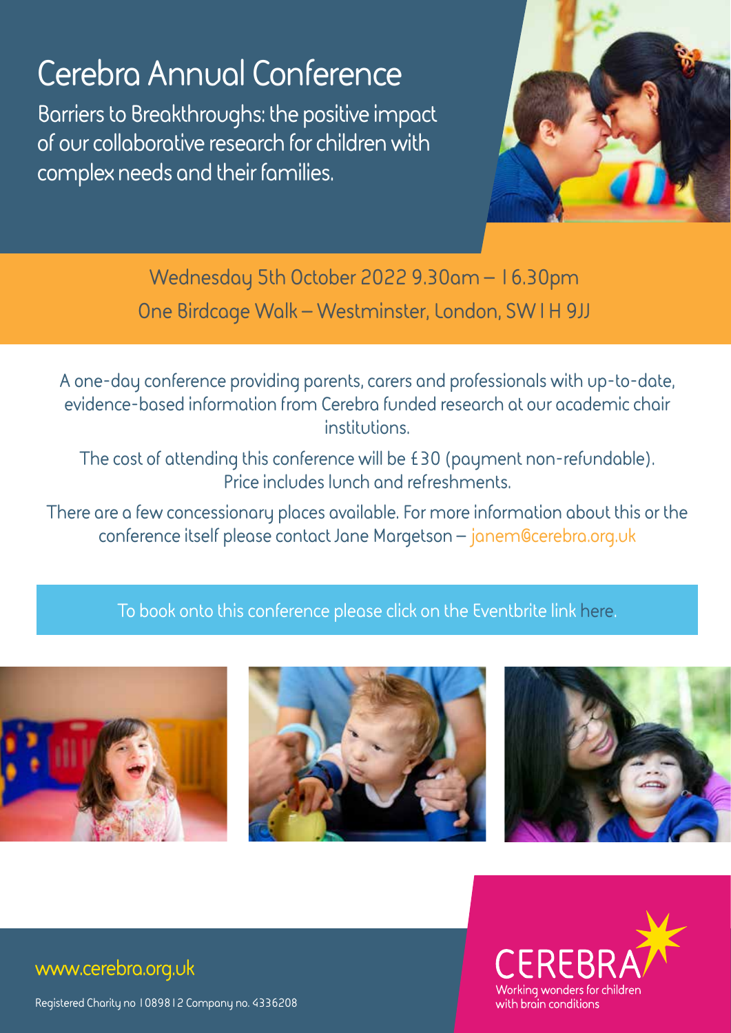# Cerebra Annual Conference

## Barriers to Breakthroughs: the positive impact of our collaborative research for children with complex needs and their families.

Wednesday 5th October 2022 9.30am – 16.30pm

One Birdcage Walk – Westminster, London, SW1H 9JJ

A one-day conference providing parents, carers and professionals with up-to-date, evidence-based information from Cerebra funded research at our academic chair institutions.

The cost of attending this conference will be £30 (payment non-refundable). Price includes lunch and refreshments.

There are a few concessionary places available. For more information about this or the conference itself please contact Jane Margetson – janem@cerebra.org.uk

To book onto this conference please click on the Eventbrite link here.

www.cerebra.org.uk

Registered Charity no 1089812 Company no. 4336208

CEREBRA

Working wonders for children with brain conditions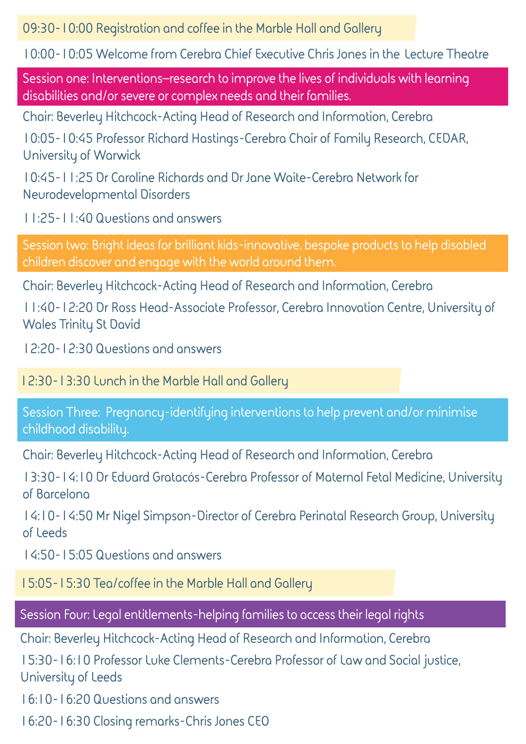09:30-10:00 Registration and coffee in the Marble Hall and Gallery

10:00-10:05 Welcome from Cerebra Chief Executive Chris Jones in the Lecture Theatre

## Session one: Interventions–research to improve the lives of individuals with learning disabilities and/or severe or complex needs and their families.

Chair: Beverley Hitchcock-Acting Head of Research and Information, Cerebra

10:05-10:45 Professor Richard Hastings-Cerebra Chair of Family Research, CEDAR, University of Warwick

10:45-11:25 Dr Caroline Richards and Dr Jane Waite-Cerebra Network for Neurodevelopmental Disorders

11:25-11:40 Questions and answers

## Session two: Bright ideas for brilliant kids-innovative, bespoke products to help disabled children discover and engage with the world around them.

Chair: Beverley Hitchcock-Acting Head of Research and Information, Cerebra

11:40-12:20 Dr Ross Head-Associate Professor, Cerebra Innovation Centre, University of Wales Trinity St David

12:20-12:30 Questions and answers

12:30-13:30 Lunch in the Marble Hall and Gallery

## Session Three: Pregnancy-identifying interventions to help prevent and/or minimise childhood disability.

Chair: Beverley Hitchcock-Acting Head of Research and Information, Cerebra

13:30-14:10 Dr Eduard Gratacós-Cerebra Professor of Maternal Fetal Medicine, University of Barcelona

14:10-14:50 Mr Nigel Simpson-Director of Cerebra Perinatal Research Group, University of Leeds

14:50-15:05 Questions and answers

15:05-15:30 Tea/coffee in the Marble Hall and Gallery

## Session Four: Legal entitlements-helping families to access their legal rights

Chair: Beverley Hitchcock-Acting Head of Research and Information, Cerebra

15:30-16:10 Professor Luke Clements-Cerebra Professor of Law and Social justice, University of Leeds

16:10-16:20 Questions and answers

16:20-16:30 Closing remarks-Chris Jones CEO